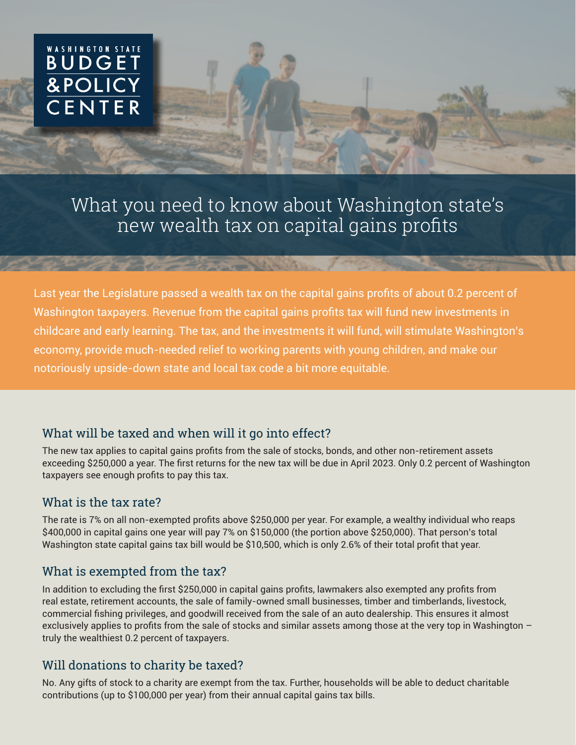WASHINGTON STATE BUDGET & POLICY CENTER

# What you need to know about Washington state's new wealth tax on capital gains profits

Last year the Legislature passed a wealth tax on the capital gains profits of about 0.2 percent of Washington taxpayers. Revenue from the capital gains profits tax will fund new investments in childcare and early learning. The tax, and the investments it will fund, will stimulate Washington's economy, provide much-needed relief to working parents with young children, and make our notoriously upside-down state and local tax code a bit more equitable.

## What will be taxed and when will it go into effect?

The new tax applies to capital gains profits from the sale of stocks, bonds, and other non-retirement assets exceeding $250,000 a year. The first returns for the new tax will be due in April 2023. Only 0.2 percent of Washington taxpayers see enough profits to pay this tax.

## What is the tax rate?

The rate is 7% on all non-exempted profits above $250,000 per year. For example, a wealthy individual who reaps $400,000 in capital gains one year will pay 7% on $150,000 (the portion above $250,000). That person's total Washington state capital gains tax bill would be $10,500, which is only 2.6% of their total profit that year.

## What is exempted from the tax?

In addition to excluding the first $250,000 in capital gains profits, lawmakers also exempted any profits from real estate, retirement accounts, the sale of family-owned small businesses, timber and timberlands, livestock, commercial fishing privileges, and goodwill received from the sale of an auto dealership. This ensures it almost exclusively applies to profits from the sale of stocks and similar assets among those at the very top in Washington – truly the wealthiest 0.2 percent of taxpayers.

## Will donations to charity be taxed?

No. Any gifts of stock to a charity are exempt from the tax. Further, households will be able to deduct charitable contributions (up to $100,000 per year) from their annual capital gains tax bills.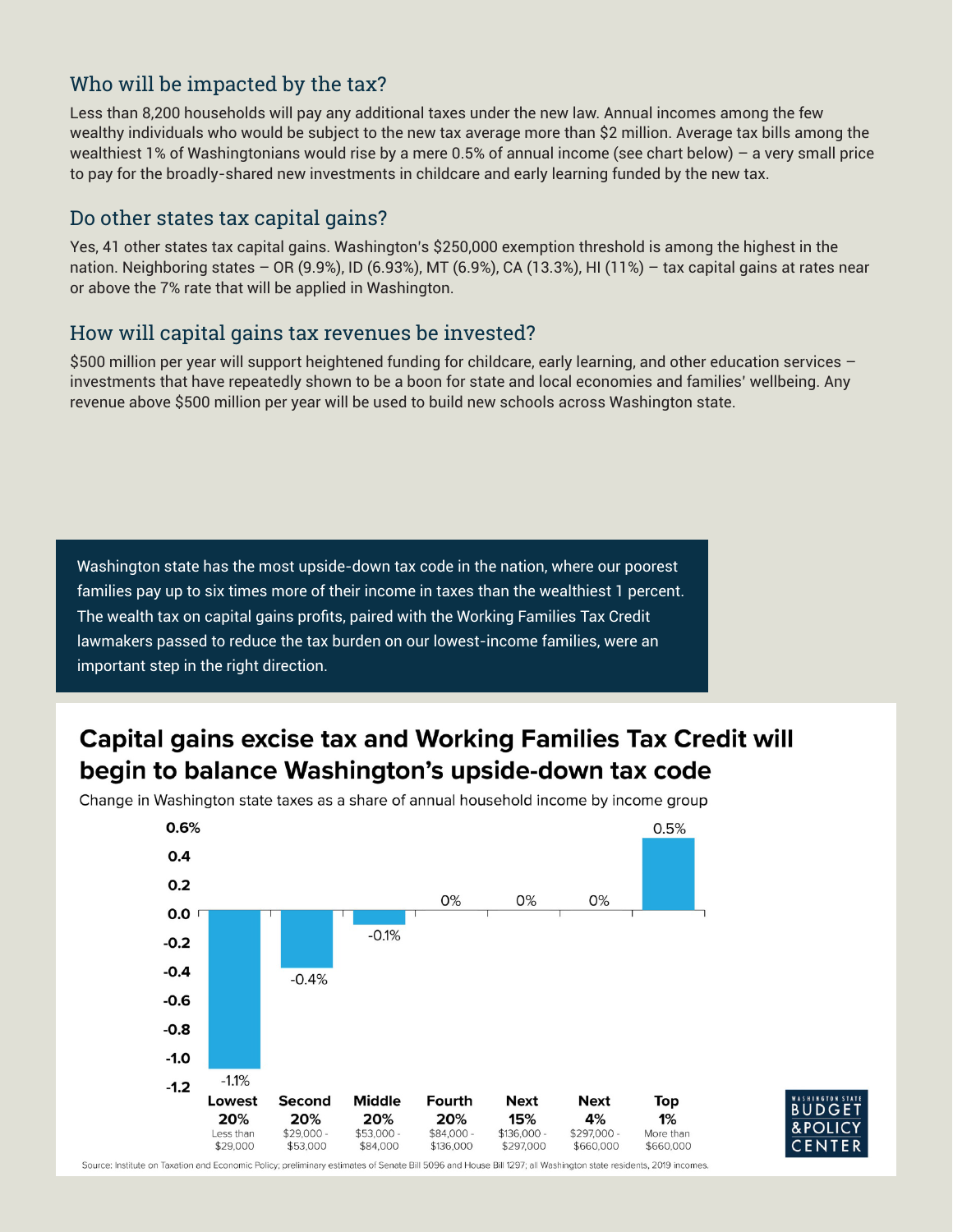## Who will be impacted by the tax?

Less than 8,200 households will pay any additional taxes under the new law. Annual incomes among the few wealthy individuals who would be subject to the new tax average more than $2 million. Average tax bills among the wealthiest 1% of Washingtonians would rise by a mere 0.5% of annual income (see chart below) – a very small price to pay for the broadly-shared new investments in childcare and early learning funded by the new tax.

## Do other states tax capital gains?

Yes, 41 other states tax capital gains. Washington's $250,000 exemption threshold is among the highest in the nation. Neighboring states – OR (9.9%), ID (6.93%), MT (6.9%), CA (13.3%), HI (11%) – tax capital gains at rates near or above the 7% rate that will be applied in Washington.

## How will capital gains tax revenues be invested?

$500 million per year will support heightened funding for childcare, early learning, and other education services – investments that have repeatedly shown to be a boon for state and local economies and families' wellbeing. Any revenue above $500 million per year will be used to build new schools across Washington state.

> Washington state has the most upside-down tax code in the nation, where our poorest families pay up to six times more of their income in taxes than the wealthiest 1 percent. The wealth tax on capital gains profits, paired with the Working Families Tax Credit lawmakers passed to reduce the tax burden on our lowest-income families, were an important step in the right direction.

### Capital gains excise tax and Working Families Tax Credit will begin to balance Washington's upside-down tax code

Change in Washington state taxes as a share of annual household income by income group

0.6%
0.4
0.2
0.0
-0.2
-0.4
-0.6
-0.8
-1.0
-1.2

-1.1%
-0.4%
-0.1%
0%
0%
0%
0.5%

**Lowest 20%** Less than $29,000
**Second 20%** $29,000 - $53,000
**Middle 20%** $53,000 - $84,000
**Fourth 20%** $84,000 - $136,000
**Next 15%** $136,000 - $297,000
**Next 4%** $297,000 - $660,000
**Top 1%** More than $660,000

Source: Institute on Taxation and Economic Policy; preliminary estimates of Senate Bill 5096 and House Bill 1297; all Washington state residents, 2019 incomes.

WASHINGTON STATE BUDGET & POLICY CENTER